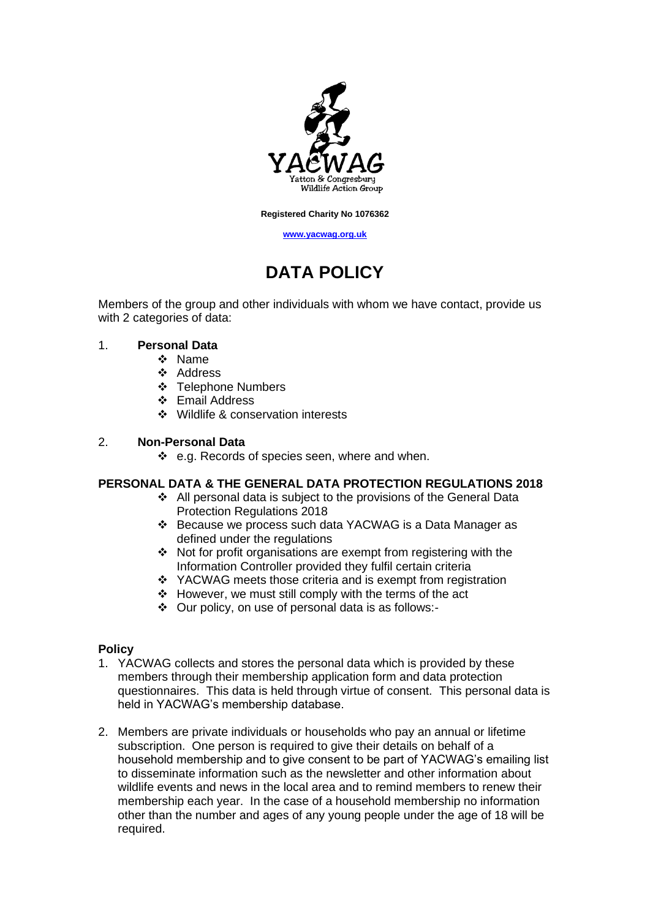YACWAG
Yatton & Congresbury
Wildlife Action Group

**Registered Charity No 1076362**

**www.yacwag.org.uk**

# DATA POLICY

Members of the group and other individuals with whom we have contact, provide us with 2 categories of data:

1. **Personal Data**
    - Name
    - Address
    - Telephone Numbers
    - Email Address
    - Wildlife & conservation interests

2. **Non-Personal Data**
    - e.g. Records of species seen, where and when.

## PERSONAL DATA & THE GENERAL DATA PROTECTION REGULATIONS 2018

- All personal data is subject to the provisions of the General Data Protection Regulations 2018
- Because we process such data YACWAG is a Data Manager as defined under the regulations
- Not for profit organisations are exempt from registering with the Information Controller provided they fulfil certain criteria
- YACWAG meets those criteria and is exempt from registration
- However, we must still comply with the terms of the act
- Our policy, on use of personal data is as follows:-

### Policy

1. YACWAG collects and stores the personal data which is provided by these members through their membership application form and data protection questionnaires. This data is held through virtue of consent. This personal data is held in YACWAG's membership database.

2. Members are private individuals or households who pay an annual or lifetime subscription. One person is required to give their details on behalf of a household membership and to give consent to be part of YACWAG's emailing list to disseminate information such as the newsletter and other information about wildlife events and news in the local area and to remind members to renew their membership each year. In the case of a household membership no information other than the number and ages of any young people under the age of 18 will be required.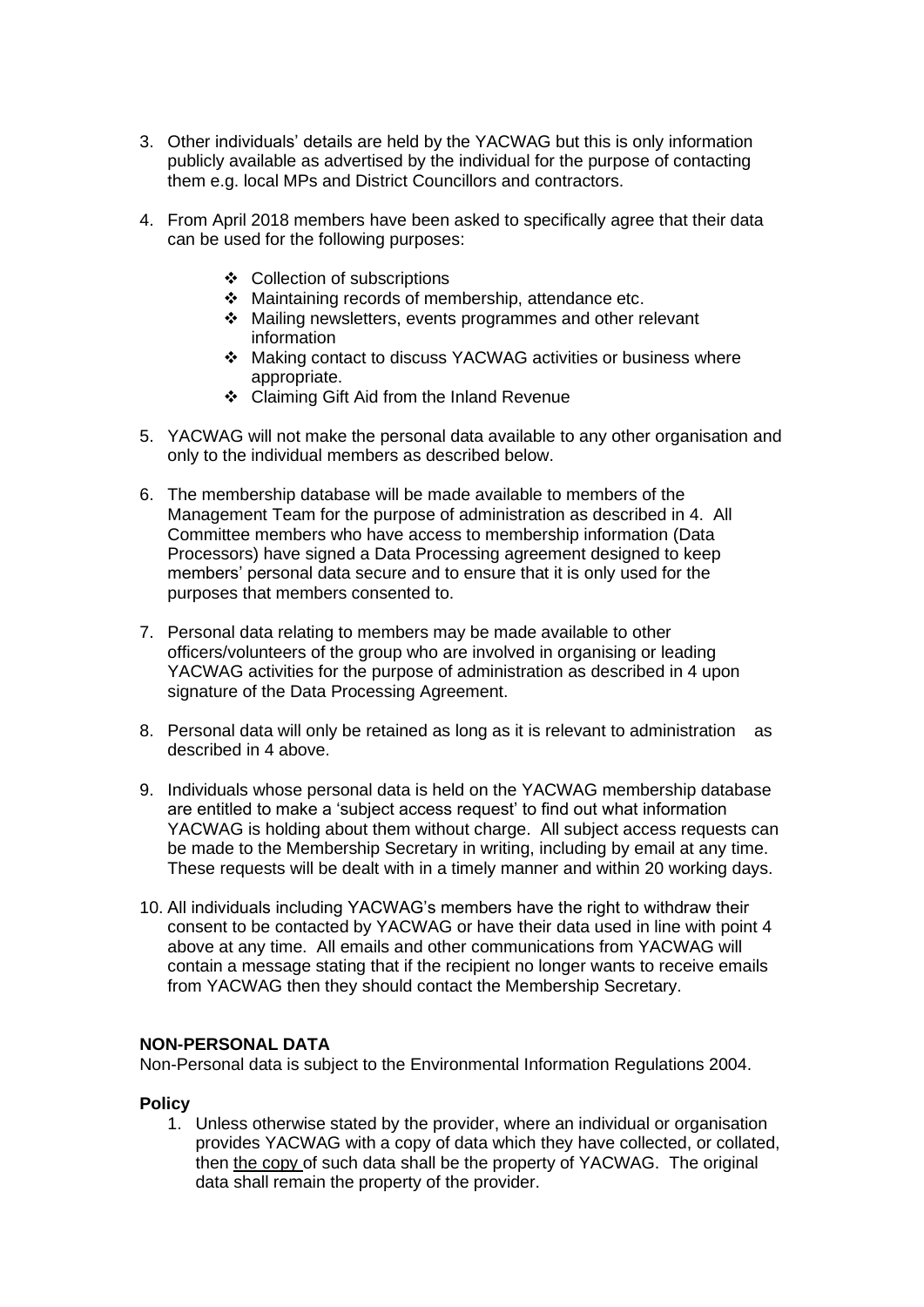3. Other individuals' details are held by the YACWAG but this is only information publicly available as advertised by the individual for the purpose of contacting them e.g. local MPs and District Councillors and contractors.

4. From April 2018 members have been asked to specifically agree that their data can be used for the following purposes:

   - ❖ Collection of subscriptions
   - ❖ Maintaining records of membership, attendance etc.
   - ❖ Mailing newsletters, events programmes and other relevant information
   - ❖ Making contact to discuss YACWAG activities or business where appropriate.
   - ❖ Claiming Gift Aid from the Inland Revenue

5. YACWAG will not make the personal data available to any other organisation and only to the individual members as described below.

6. The membership database will be made available to members of the Management Team for the purpose of administration as described in 4. All Committee members who have access to membership information (Data Processors) have signed a Data Processing agreement designed to keep members' personal data secure and to ensure that it is only used for the purposes that members consented to.

7. Personal data relating to members may be made available to other officers/volunteers of the group who are involved in organising or leading YACWAG activities for the purpose of administration as described in 4 upon signature of the Data Processing Agreement.

8. Personal data will only be retained as long as it is relevant to administration as described in 4 above.

9. Individuals whose personal data is held on the YACWAG membership database are entitled to make a 'subject access request' to find out what information YACWAG is holding about them without charge. All subject access requests can be made to the Membership Secretary in writing, including by email at any time. These requests will be dealt with in a timely manner and within 20 working days.

10. All individuals including YACWAG's members have the right to withdraw their consent to be contacted by YACWAG or have their data used in line with point 4 above at any time. All emails and other communications from YACWAG will contain a message stating that if the recipient no longer wants to receive emails from YACWAG then they should contact the Membership Secretary.

**NON-PERSONAL DATA**

Non-Personal data is subject to the Environmental Information Regulations 2004.

**Policy**

1. Unless otherwise stated by the provider, where an individual or organisation provides YACWAG with a copy of data which they have collected, or collated, then the copy of such data shall be the property of YACWAG. The original data shall remain the property of the provider.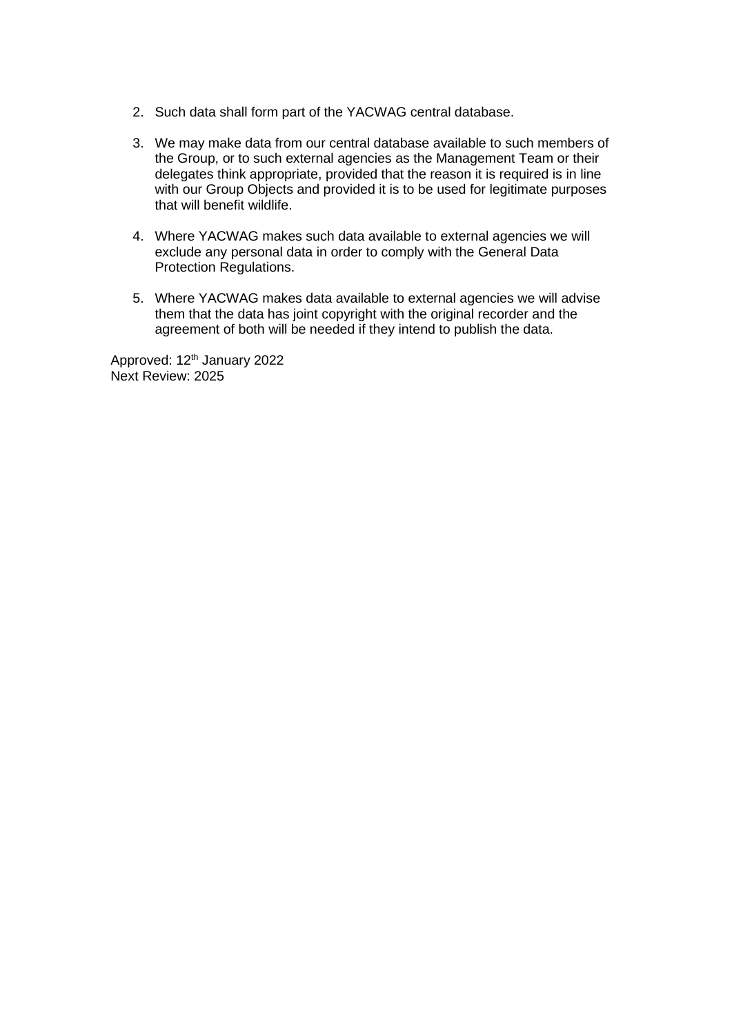2. Such data shall form part of the YACWAG central database.

3. We may make data from our central database available to such members of the Group, or to such external agencies as the Management Team or their delegates think appropriate, provided that the reason it is required is in line with our Group Objects and provided it is to be used for legitimate purposes that will benefit wildlife.

4. Where YACWAG makes such data available to external agencies we will exclude any personal data in order to comply with the General Data Protection Regulations.

5. Where YACWAG makes data available to external agencies we will advise them that the data has joint copyright with the original recorder and the agreement of both will be needed if they intend to publish the data.

Approved: 12th January 2022
Next Review: 2025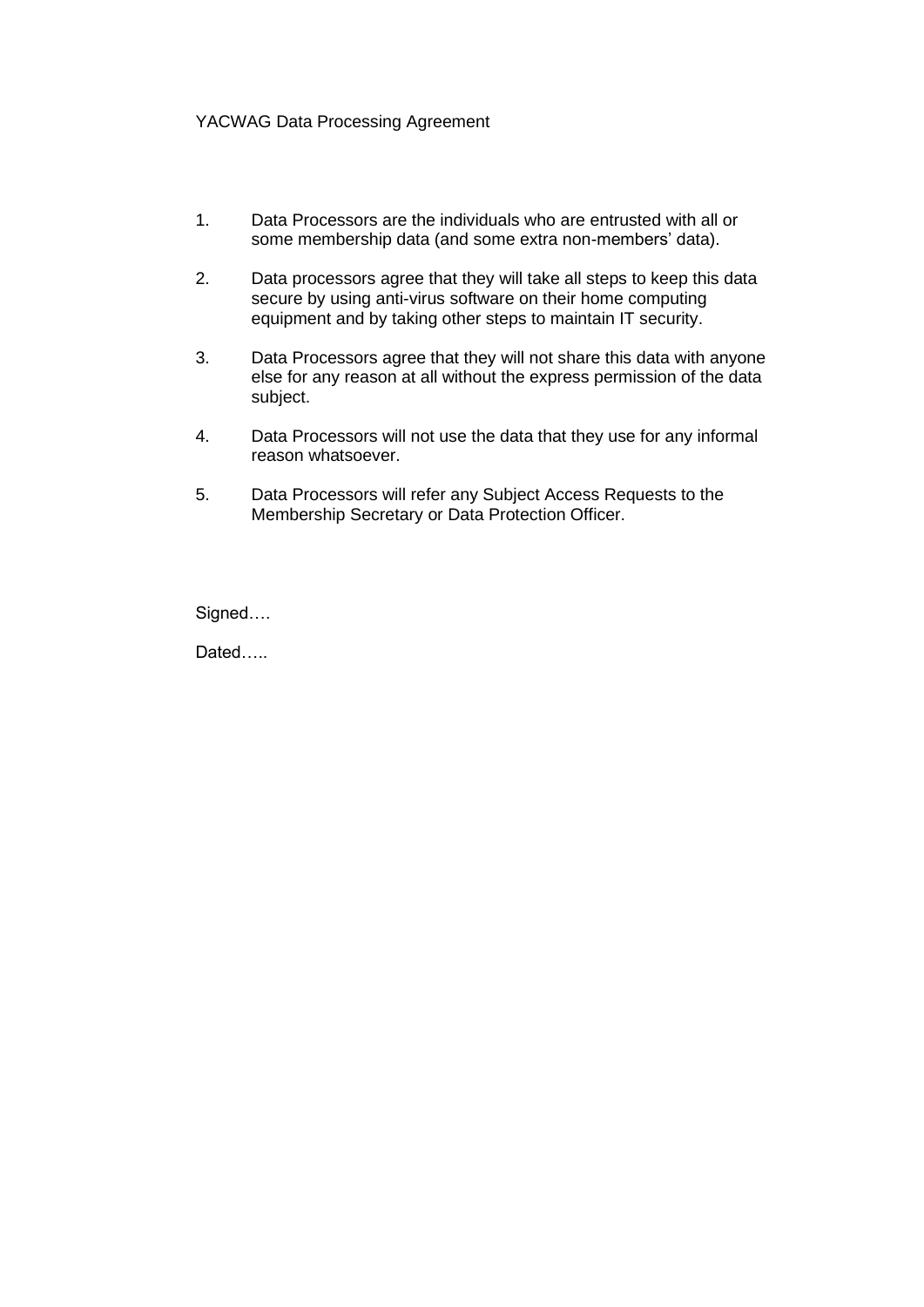YACWAG Data Processing Agreement

1. Data Processors are the individuals who are entrusted with all or some membership data (and some extra non-members' data).

2. Data processors agree that they will take all steps to keep this data secure by using anti-virus software on their home computing equipment and by taking other steps to maintain IT security.

3. Data Processors agree that they will not share this data with anyone else for any reason at all without the express permission of the data subject.

4. Data Processors will not use the data that they use for any informal reason whatsoever.

5. Data Processors will refer any Subject Access Requests to the Membership Secretary or Data Protection Officer.

Signed….

Dated…..